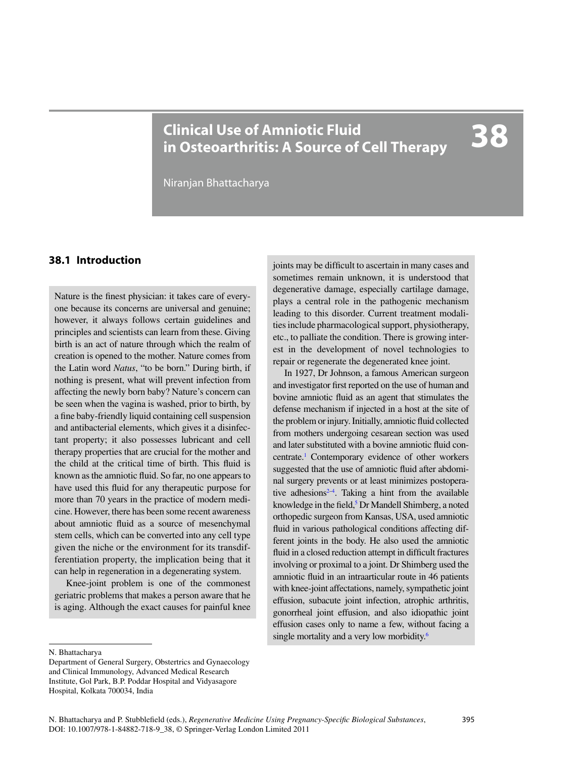# Clinical Use of Amniotic Fluid in Osteoarthritis: A Source of Cell Therapy

# 38

Niranjan Bhattacharya

## 38.1 Introduction

Nature is the finest physician: it takes care of everyone because its concerns are universal and genuine; however, it always follows certain guidelines and principles and scientists can learn from these. Giving birth is an act of nature through which the realm of creation is opened to the mother. Nature comes from the Latin word *Natus*, "to be born." During birth, if nothing is present, what will prevent infection from affecting the newly born baby? Nature's concern can be seen when the vagina is washed, prior to birth, by a fine baby-friendly liquid containing cell suspension and antibacterial elements, which gives it a disinfectant property; it also possesses lubricant and cell therapy properties that are crucial for the mother and the child at the critical time of birth. This fluid is known as the amniotic fluid. So far, no one appears to have used this fluid for any therapeutic purpose for more than 70 years in the practice of modern medicine. However, there has been some recent awareness about amniotic fluid as a source of mesenchymal stem cells, which can be converted into any cell type given the niche or the environment for its transdifferentiation property, the implication being that it can help in regeneration in a degenerating system.

Knee-joint problem is one of the commonest geriatric problems that makes a person aware that he is aging. Although the exact causes for painful knee joints may be difficult to ascertain in many cases and sometimes remain unknown, it is understood that degenerative damage, especially cartilage damage, plays a central role in the pathogenic mechanism leading to this disorder. Current treatment modalities include pharmacological support, physiotherapy, etc., to palliate the condition. There is growing interest in the development of novel technologies to repair or regenerate the degenerated knee joint.

In 1927, Dr Johnson, a famous American surgeon and investigator first reported on the use of human and bovine amniotic fluid as an agent that stimulates the defense mechanism if injected in a host at the site of the problem or injury. Initially, amniotic fluid collected from mothers undergoing cesarean section was used and later substituted with a bovine amniotic fluid concentrate.[1] Contemporary evidence of other workers suggested that the use of amniotic fluid after abdominal surgery prevents or at least minimizes postoperative adhesions[2–4]. Taking a hint from the available knowledge in the field,[5] Dr Mandell Shimberg, a noted orthopedic surgeon from Kansas, USA, used amniotic fluid in various pathological conditions affecting different joints in the body. He also used the amniotic fluid in a closed reduction attempt in difficult fractures involving or proximal to a joint. Dr Shimberg used the amniotic fluid in an intraarticular route in 46 patients with knee-joint affectations, namely, sympathetic joint effusion, subacute joint infection, atrophic arthritis, gonorrheal joint effusion, and also idiopathic joint effusion cases only to name a few, without facing a single mortality and a very low morbidity.[6]

---

N. Bhattacharya
Department of General Surgery, Obstertrics and Gynaecology and Clinical Immunology, Advanced Medical Research Institute, Gol Park, B.P. Poddar Hospital and Vidyasagore Hospital, Kolkata 700034, India

N. Bhattacharya and P. Stubblefield (eds.), *Regenerative Medicine Using Pregnancy-Specific Biological Substances*, DOI: 10.1007/978-1-84882-718-9_38, © Springer-Verlag London Limited 2011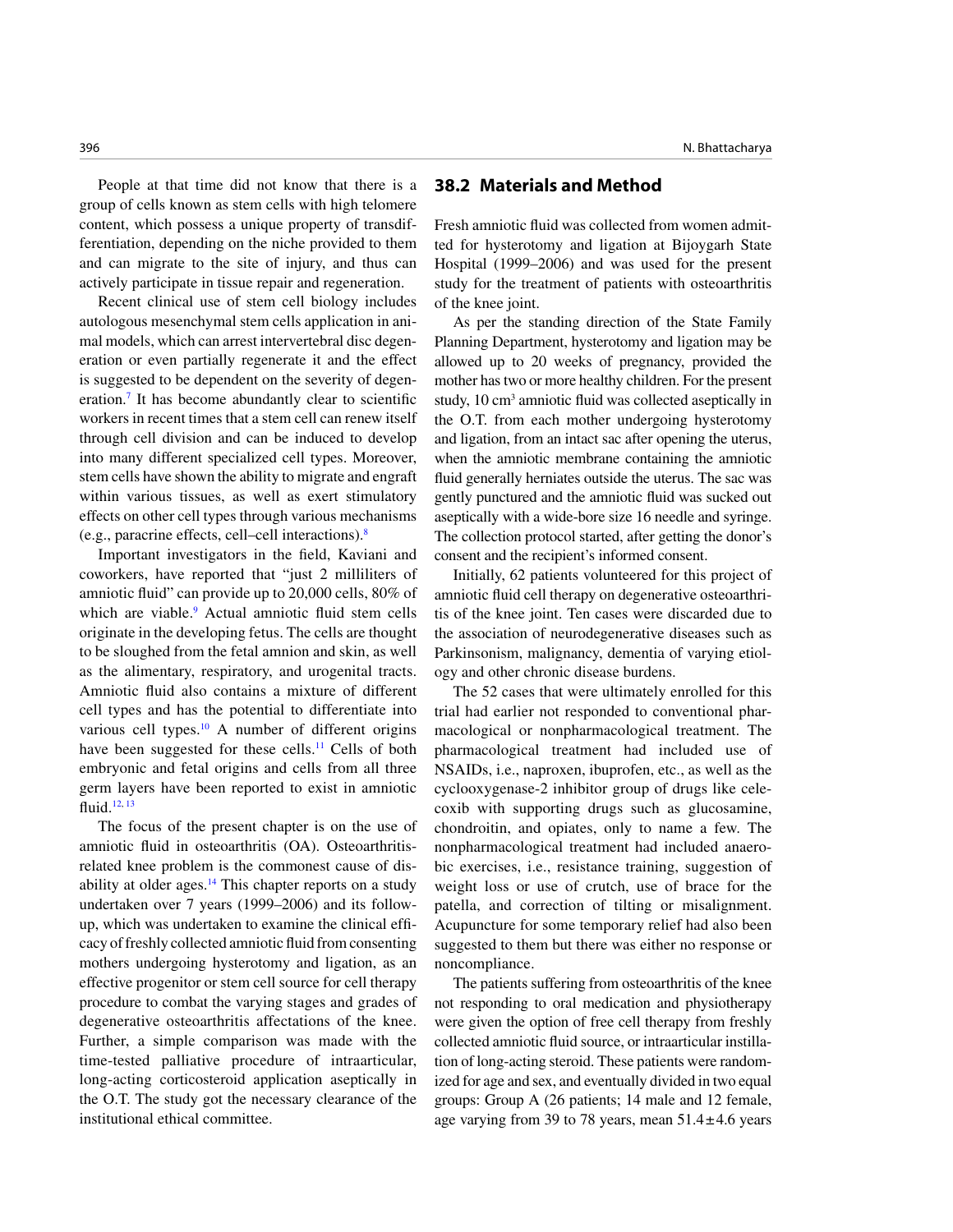People at that time did not know that there is a group of cells known as stem cells with high telomere content, which possess a unique property of transdifferentiation, depending on the niche provided to them and can migrate to the site of injury, and thus can actively participate in tissue repair and regeneration.

Recent clinical use of stem cell biology includes autologous mesenchymal stem cells application in animal models, which can arrest intervertebral disc degeneration or even partially regenerate it and the effect is suggested to be dependent on the severity of degeneration.[7] It has become abundantly clear to scientific workers in recent times that a stem cell can renew itself through cell division and can be induced to develop into many different specialized cell types. Moreover, stem cells have shown the ability to migrate and engraft within various tissues, as well as exert stimulatory effects on other cell types through various mechanisms (e.g., paracrine effects, cell–cell interactions).[8]

Important investigators in the field, Kaviani and coworkers, have reported that "just 2 milliliters of amniotic fluid" can provide up to 20,000 cells, 80% of which are viable.[9] Actual amniotic fluid stem cells originate in the developing fetus. The cells are thought to be sloughed from the fetal amnion and skin, as well as the alimentary, respiratory, and urogenital tracts. Amniotic fluid also contains a mixture of different cell types and has the potential to differentiate into various cell types.[10] A number of different origins have been suggested for these cells.[11] Cells of both embryonic and fetal origins and cells from all three germ layers have been reported to exist in amniotic fluid.[12, 13]

The focus of the present chapter is on the use of amniotic fluid in osteoarthritis (OA). Osteoarthritis-related knee problem is the commonest cause of disability at older ages.[14] This chapter reports on a study undertaken over 7 years (1999–2006) and its follow-up, which was undertaken to examine the clinical efficacy of freshly collected amniotic fluid from consenting mothers undergoing hysterotomy and ligation, as an effective progenitor or stem cell source for cell therapy procedure to combat the varying stages and grades of degenerative osteoarthritis affectations of the knee. Further, a simple comparison was made with the time-tested palliative procedure of intraarticular, long-acting corticosteroid application aseptically in the O.T. The study got the necessary clearance of the institutional ethical committee.

## 38.2 Materials and Method

Fresh amniotic fluid was collected from women admitted for hysterotomy and ligation at Bijoygarh State Hospital (1999–2006) and was used for the present study for the treatment of patients with osteoarthritis of the knee joint.

As per the standing direction of the State Family Planning Department, hysterotomy and ligation may be allowed up to 20 weeks of pregnancy, provided the mother has two or more healthy children. For the present study, 10 $cm^3$ amniotic fluid was collected aseptically in the O.T. from each mother undergoing hysterotomy and ligation, from an intact sac after opening the uterus, when the amniotic membrane containing the amniotic fluid generally herniates outside the uterus. The sac was gently punctured and the amniotic fluid was sucked out aseptically with a wide-bore size 16 needle and syringe. The collection protocol started, after getting the donor's consent and the recipient's informed consent.

Initially, 62 patients volunteered for this project of amniotic fluid cell therapy on degenerative osteoarthritis of the knee joint. Ten cases were discarded due to the association of neurodegenerative diseases such as Parkinsonism, malignancy, dementia of varying etiology and other chronic disease burdens.

The 52 cases that were ultimately enrolled for this trial had earlier not responded to conventional pharmacological or nonpharmacological treatment. The pharmacological treatment had included use of NSAIDs, i.e., naproxen, ibuprofen, etc., as well as the cyclooxygenase-2 inhibitor group of drugs like celecoxib with supporting drugs such as glucosamine, chondroitin, and opiates, only to name a few. The nonpharmacological treatment had included anaerobic exercises, i.e., resistance training, suggestion of weight loss or use of crutch, use of brace for the patella, and correction of tilting or misalignment. Acupuncture for some temporary relief had also been suggested to them but there was either no response or noncompliance.

The patients suffering from osteoarthritis of the knee not responding to oral medication and physiotherapy were given the option of free cell therapy from freshly collected amniotic fluid source, or intraarticular instillation of long-acting steroid. These patients were randomized for age and sex, and eventually divided in two equal groups: Group A (26 patients; 14 male and 12 female, age varying from 39 to 78 years, mean $51.4 \pm 4.6$ years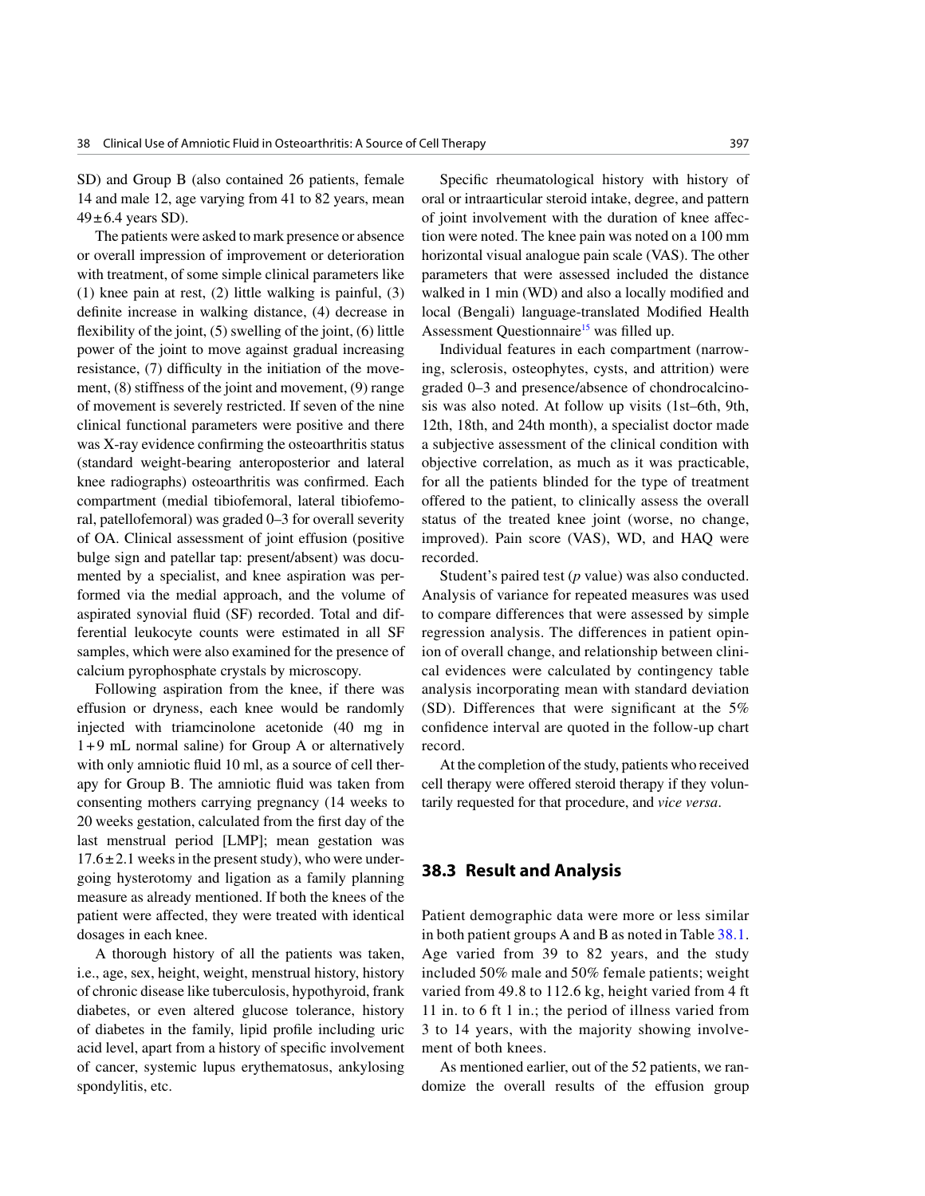SD) and Group B (also contained 26 patients, female 14 and male 12, age varying from 41 to 82 years, mean 49 ± 6.4 years SD).

The patients were asked to mark presence or absence or overall impression of improvement or deterioration with treatment, of some simple clinical parameters like (1) knee pain at rest, (2) little walking is painful, (3) definite increase in walking distance, (4) decrease in flexibility of the joint, (5) swelling of the joint, (6) little power of the joint to move against gradual increasing resistance, (7) difficulty in the initiation of the movement, (8) stiffness of the joint and movement, (9) range of movement is severely restricted. If seven of the nine clinical functional parameters were positive and there was X-ray evidence confirming the osteoarthritis status (standard weight-bearing anteroposterior and lateral knee radiographs) osteoarthritis was confirmed. Each compartment (medial tibiofemoral, lateral tibiofemoral, patellofemoral) was graded 0–3 for overall severity of OA. Clinical assessment of joint effusion (positive bulge sign and patellar tap: present/absent) was documented by a specialist, and knee aspiration was performed via the medial approach, and the volume of aspirated synovial fluid (SF) recorded. Total and differential leukocyte counts were estimated in all SF samples, which were also examined for the presence of calcium pyrophosphate crystals by microscopy.

Following aspiration from the knee, if there was effusion or dryness, each knee would be randomly injected with triamcinolone acetonide (40 mg in 1 + 9 mL normal saline) for Group A or alternatively with only amniotic fluid 10 ml, as a source of cell therapy for Group B. The amniotic fluid was taken from consenting mothers carrying pregnancy (14 weeks to 20 weeks gestation, calculated from the first day of the last menstrual period [LMP]; mean gestation was 17.6 ± 2.1 weeks in the present study), who were undergoing hysterotomy and ligation as a family planning measure as already mentioned. If both the knees of the patient were affected, they were treated with identical dosages in each knee.

A thorough history of all the patients was taken, i.e., age, sex, height, weight, menstrual history, history of chronic disease like tuberculosis, hypothyroid, frank diabetes, or even altered glucose tolerance, history of diabetes in the family, lipid profile including uric acid level, apart from a history of specific involvement of cancer, systemic lupus erythematosus, ankylosing spondylitis, etc.

Specific rheumatological history with history of oral or intraarticular steroid intake, degree, and pattern of joint involvement with the duration of knee affection were noted. The knee pain was noted on a 100 mm horizontal visual analogue pain scale (VAS). The other parameters that were assessed included the distance walked in 1 min (WD) and also a locally modified and local (Bengali) language-translated Modified Health Assessment Questionnaire[15] was filled up.

Individual features in each compartment (narrowing, sclerosis, osteophytes, cysts, and attrition) were graded 0–3 and presence/absence of chondrocalcinosis was also noted. At follow up visits (1st–6th, 9th, 12th, 18th, and 24th month), a specialist doctor made a subjective assessment of the clinical condition with objective correlation, as much as it was practicable, for all the patients blinded for the type of treatment offered to the patient, to clinically assess the overall status of the treated knee joint (worse, no change, improved). Pain score (VAS), WD, and HAQ were recorded.

Student's paired test (*p* value) was also conducted. Analysis of variance for repeated measures was used to compare differences that were assessed by simple regression analysis. The differences in patient opinion of overall change, and relationship between clinical evidences were calculated by contingency table analysis incorporating mean with standard deviation (SD). Differences that were significant at the 5% confidence interval are quoted in the follow-up chart record.

At the completion of the study, patients who received cell therapy were offered steroid therapy if they voluntarily requested for that procedure, and *vice versa*.

## 38.3 Result and Analysis

Patient demographic data were more or less similar in both patient groups A and B as noted in Table 38.1. Age varied from 39 to 82 years, and the study included 50% male and 50% female patients; weight varied from 49.8 to 112.6 kg, height varied from 4 ft 11 in. to 6 ft 1 in.; the period of illness varied from 3 to 14 years, with the majority showing involvement of both knees.

As mentioned earlier, out of the 52 patients, we randomize the overall results of the effusion group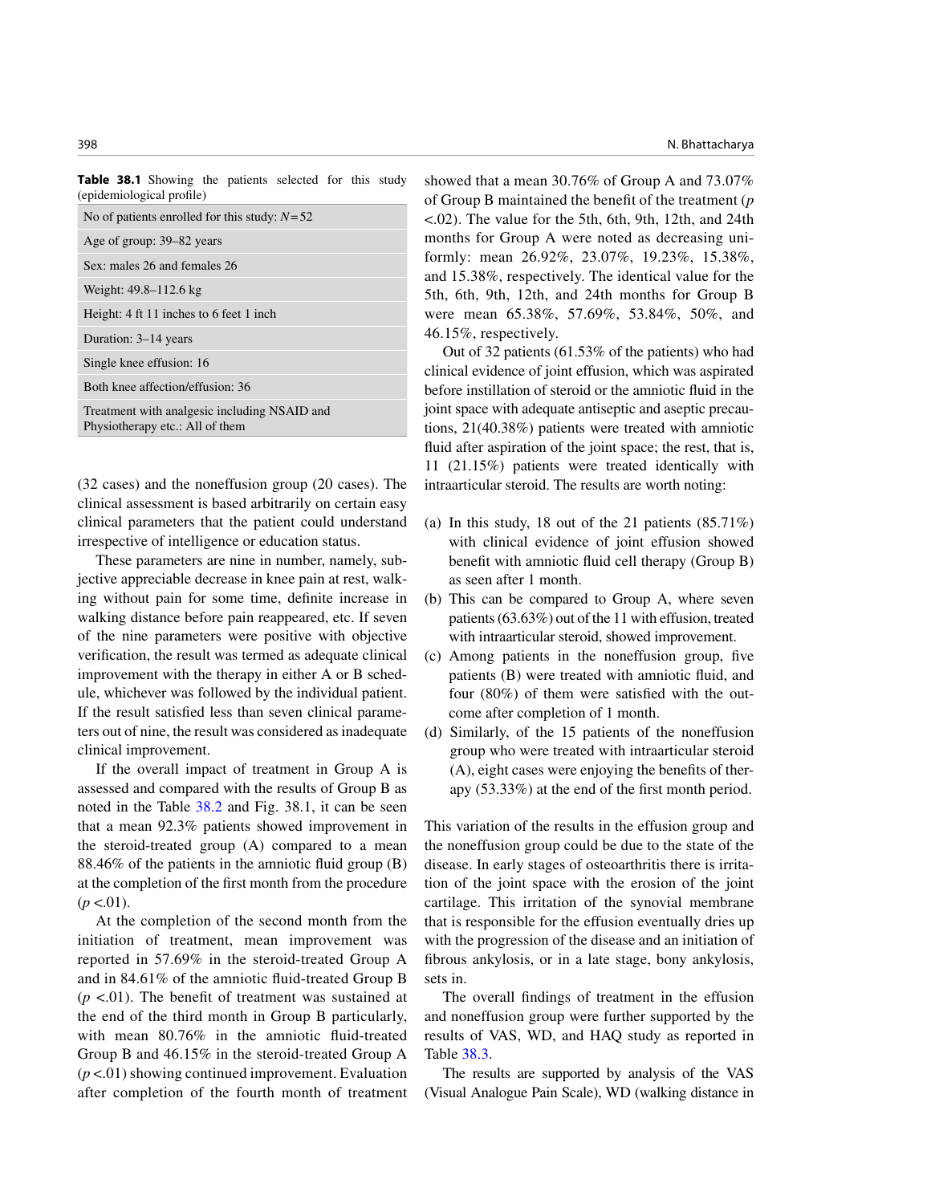**Table 38.1** Showing the patients selected for this study (epidemiological profile)

| No of patients enrolled for this study: $N=52$ |
|---|
| Age of group: 39–82 years |
| Sex: males 26 and females 26 |
| Weight: 49.8–112.6 kg |
| Height: 4 ft 11 inches to 6 feet 1 inch |
| Duration: 3–14 years |
| Single knee effusion: 16 |
| Both knee affection/effusion: 36 |
| Treatment with analgesic including NSAID and Physiotherapy etc.: All of them |

(32 cases) and the noneffusion group (20 cases). The clinical assessment is based arbitrarily on certain easy clinical parameters that the patient could understand irrespective of intelligence or education status.

These parameters are nine in number, namely, subjective appreciable decrease in knee pain at rest, walking without pain for some time, definite increase in walking distance before pain reappeared, etc. If seven of the nine parameters were positive with objective verification, the result was termed as adequate clinical improvement with the therapy in either A or B schedule, whichever was followed by the individual patient. If the result satisfied less than seven clinical parameters out of nine, the result was considered as inadequate clinical improvement.

If the overall impact of treatment in Group A is assessed and compared with the results of Group B as noted in the Table 38.2 and Fig. 38.1, it can be seen that a mean 92.3% patients showed improvement in the steroid-treated group (A) compared to a mean 88.46% of the patients in the amniotic fluid group (B) at the completion of the first month from the procedure ($p < .01$).

At the completion of the second month from the initiation of treatment, mean improvement was reported in 57.69% in the steroid-treated Group A and in 84.61% of the amniotic fluid-treated Group B ($p < .01$). The benefit of treatment was sustained at the end of the third month in Group B particularly, with mean 80.76% in the amniotic fluid-treated Group B and 46.15% in the steroid-treated Group A ($p < .01$) showing continued improvement. Evaluation after completion of the fourth month of treatment showed that a mean 30.76% of Group A and 73.07% of Group B maintained the benefit of the treatment ($p < .02$). The value for the 5th, 6th, 9th, 12th, and 24th months for Group A were noted as decreasing uniformly: mean 26.92%, 23.07%, 19.23%, 15.38%, and 15.38%, respectively. The identical value for the 5th, 6th, 9th, 12th, and 24th months for Group B were mean 65.38%, 57.69%, 53.84%, 50%, and 46.15%, respectively.

Out of 32 patients (61.53% of the patients) who had clinical evidence of joint effusion, which was aspirated before instillation of steroid or the amniotic fluid in the joint space with adequate antiseptic and aseptic precautions, 21(40.38%) patients were treated with amniotic fluid after aspiration of the joint space; the rest, that is, 11 (21.15%) patients were treated identically with intraarticular steroid. The results are worth noting:

(a) In this study, 18 out of the 21 patients (85.71%) with clinical evidence of joint effusion showed benefit with amniotic fluid cell therapy (Group B) as seen after 1 month.
(b) This can be compared to Group A, where seven patients (63.63%) out of the 11 with effusion, treated with intraarticular steroid, showed improvement.
(c) Among patients in the noneffusion group, five patients (B) were treated with amniotic fluid, and four (80%) of them were satisfied with the outcome after completion of 1 month.
(d) Similarly, of the 15 patients of the noneffusion group who were treated with intraarticular steroid (A), eight cases were enjoying the benefits of therapy (53.33%) at the end of the first month period.

This variation of the results in the effusion group and the noneffusion group could be due to the state of the disease. In early stages of osteoarthritis there is irritation of the joint space with the erosion of the joint cartilage. This irritation of the synovial membrane that is responsible for the effusion eventually dries up with the progression of the disease and an initiation of fibrous ankylosis, or in a late stage, bony ankylosis, sets in.

The overall findings of treatment in the effusion and noneffusion group were further supported by the results of VAS, WD, and HAQ study as reported in Table 38.3.

The results are supported by analysis of the VAS (Visual Analogue Pain Scale), WD (walking distance in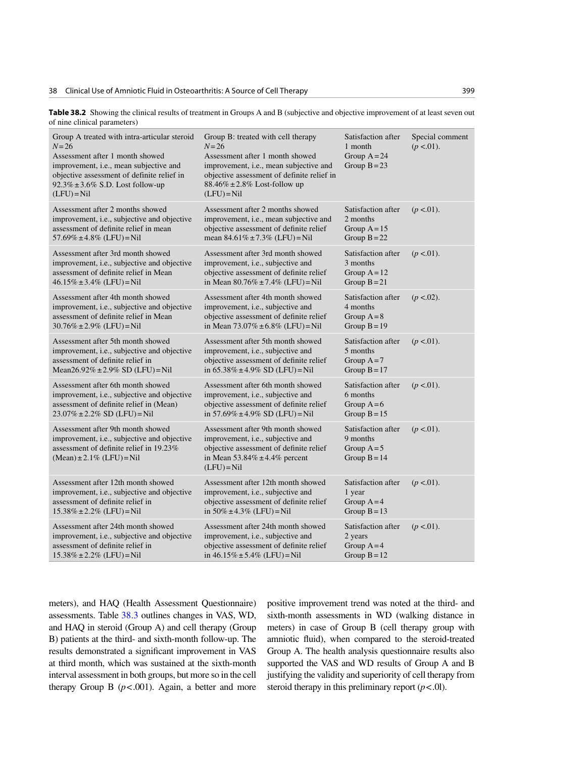**Table 38.2** Showing the clinical results of treatment in Groups A and B (subjective and objective improvement of at least seven out of nine clinical parameters)

| Group A treated with intra-articular steroid $N=26$ Assessment after 1 month showed improvement, i.e., mean subjective and objective assessment of definite relief in 92.3% ± 3.6% S.D. Lost follow-up (LFU) = Nil | Group B: treated with cell therapy $N=26$ Assessment after 1 month showed improvement, i.e., mean subjective and objective assessment of definite relief in 88.46% ± 2.8% Lost-follow up (LFU) = Nil | Satisfaction after 1 month Group A = 24 Group B = 23 | Special comment ($p<.01$). |
|---|---|---|---|
| Assessment after 2 months showed improvement, i.e., subjective and objective assessment of definite relief in mean 57.69% ± 4.8% (LFU) = Nil | Assessment after 2 months showed improvement, i.e., mean subjective and objective assessment of definite relief mean 84.61% ± 7.3% (LFU) = Nil | Satisfaction after 2 months Group A = 15 Group B = 22 | ($p<.01$). |
| Assessment after 3rd month showed improvement, i.e., subjective and objective assessment of definite relief in Mean 46.15% ± 3.4% (LFU) = Nil | Assessment after 3rd month showed improvement, i.e., subjective and objective assessment of definite relief in Mean 80.76% ± 7.4% (LFU) = Nil | Satisfaction after 3 months Group A = 12 Group B = 21 | ($p<.01$). |
| Assessment after 4th month showed improvement, i.e., subjective and objective assessment of definite relief in Mean 30.76% ± 2.9% (LFU) = Nil | Assessment after 4th month showed improvement, i.e., subjective and objective assessment of definite relief in Mean 73.07% ± 6.8% (LFU) = Nil | Satisfaction after 4 months Group A = 8 Group B = 19 | ($p<.02$). |
| Assessment after 5th month showed improvement, i.e., subjective and objective assessment of definite relief in Mean26.92% ± 2.9% SD (LFU) = Nil | Assessment after 5th month showed improvement, i.e., subjective and objective assessment of definite relief in 65.38% ± 4.9% SD (LFU) = Nil | Satisfaction after 5 months Group A = 7 Group B = 17 | ($p<.01$). |
| Assessment after 6th month showed improvement, i.e., subjective and objective assessment of definite relief in (Mean) 23.07% ± 2.2% SD (LFU) = Nil | Assessment after 6th month showed improvement, i.e., subjective and objective assessment of definite relief in 57.69% ± 4.9% SD (LFU) = Nil | Satisfaction after 6 months Group A = 6 Group B = 15 | ($p<.01$). |
| Assessment after 9th month showed improvement, i.e., subjective and objective assessment of definite relief in 19.23% (Mean) ± 2.1% (LFU) = Nil | Assessment after 9th month showed improvement, i.e., subjective and objective assessment of definite relief in Mean 53.84% ± 4.4% percent (LFU) = Nil | Satisfaction after 9 months Group A = 5 Group B = 14 | ($p<.01$). |
| Assessment after 12th month showed improvement, i.e., subjective and objective assessment of definite relief in 15.38% ± 2.2% (LFU) = Nil | Assessment after 12th month showed improvement, i.e., subjective and objective assessment of definite relief in 50% ± 4.3% (LFU) = Nil | Satisfaction after 1 year Group A = 4 Group B = 13 | ($p<.01$). |
| Assessment after 24th month showed improvement, i.e., subjective and objective assessment of definite relief in 15.38% ± 2.2% (LFU) = Nil | Assessment after 24th month showed improvement, i.e., subjective and objective assessment of definite relief in 46.15% ± 5.4% (LFU) = Nil | Satisfaction after 2 years Group A = 4 Group B = 12 | ($p<.01$). |

meters), and HAQ (Health Assessment Questionnaire) assessments. Table 38.3 outlines changes in VAS, WD, and HAQ in steroid (Group A) and cell therapy (Group B) patients at the third- and sixth-month follow-up. The results demonstrated a significant improvement in VAS at third month, which was sustained at the sixth-month interval assessment in both groups, but more so in the cell therapy Group B ($p<.001$). Again, a better and more positive improvement trend was noted at the third- and sixth-month assessments in WD (walking distance in meters) in case of Group B (cell therapy group with amniotic fluid), when compared to the steroid-treated Group A. The health analysis questionnaire results also supported the VAS and WD results of Group A and B justifying the validity and superiority of cell therapy from steroid therapy in this preliminary report ($p<.0l$).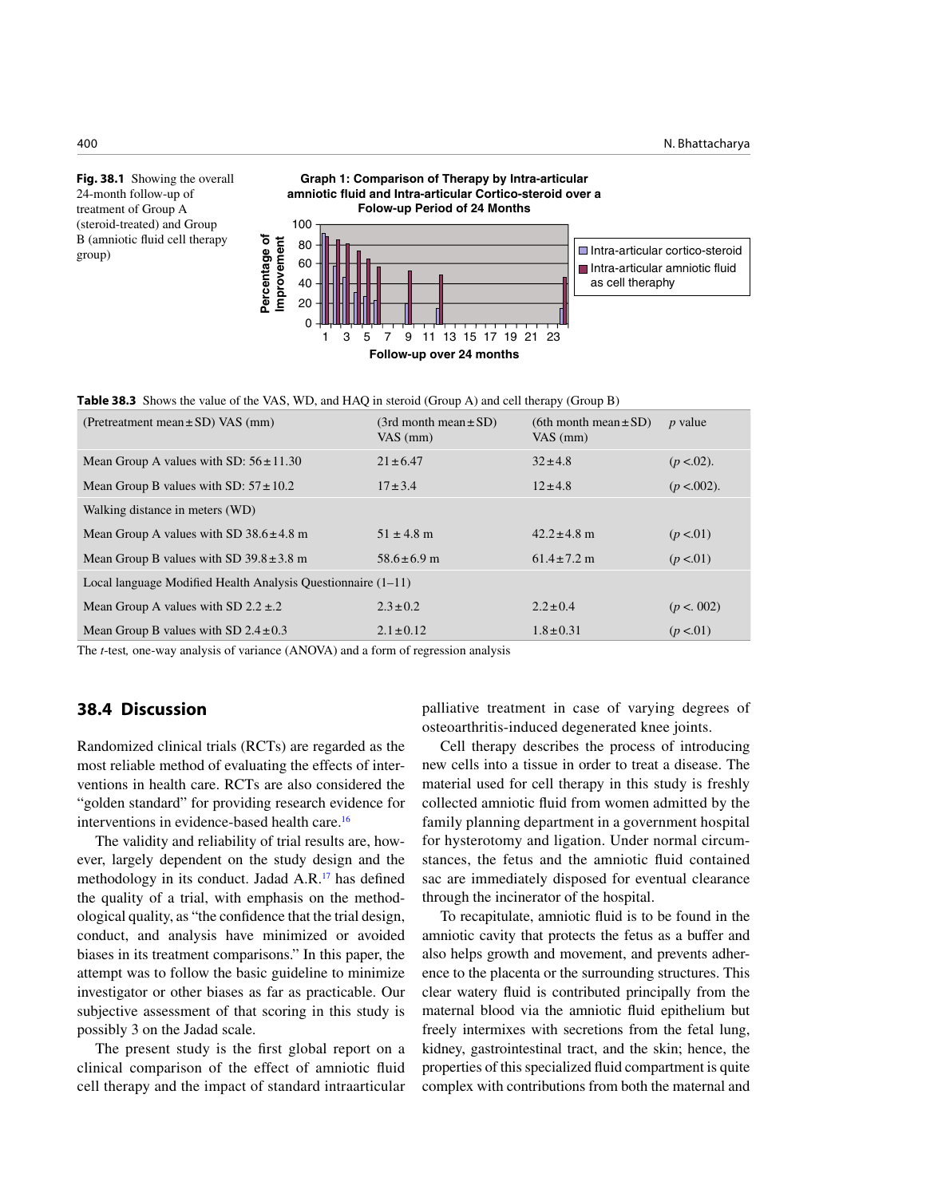**Fig. 38.1** Showing the overall 24-month follow-up of treatment of Group A (steroid-treated) and Group B (amniotic fluid cell therapy group)

**Table 38.3** Shows the value of the VAS, WD, and HAQ in steroid (Group A) and cell therapy (Group B)

| (Pretreatment mean ± SD) VAS (mm) | (3rd month mean ± SD) VAS (mm) | (6th month mean ± SD) VAS (mm) | *p* value |
|---|---|---|---|
| Mean Group A values with SD: 56 ± 11.30 | 21 ± 6.47 | 32 ± 4.8 | ($p$ <.02). |
| Mean Group B values with SD: 57 ± 10.2 | 17 ± 3.4 | 12 ± 4.8 | ($p$ <.002). |
| Walking distance in meters (WD) | | | |
| Mean Group A values with SD 38.6 ± 4.8 m | 51 ± 4.8 m | 42.2 ± 4.8 m | ($p$ <.01) |
| Mean Group B values with SD 39.8 ± 3.8 m | 58.6 ± 6.9 m | 61.4 ± 7.2 m | ($p$ <.01) |
| Local language Modified Health Analysis Questionnaire (1–11) | | | |
| Mean Group A values with SD 2.2 ±.2 | 2.3 ± 0.2 | 2.2 ± 0.4 | ($p$ <. 002) |
| Mean Group B values with SD 2.4 ± 0.3 | 2.1 ± 0.12 | 1.8 ± 0.31 | ($p$ <.01) |

The *t*-test, one-way analysis of variance (ANOVA) and a form of regression analysis

## 38.4 Discussion

Randomized clinical trials (RCTs) are regarded as the most reliable method of evaluating the effects of interventions in health care. RCTs are also considered the "golden standard" for providing research evidence for interventions in evidence-based health care.[16]

The validity and reliability of trial results are, however, largely dependent on the study design and the methodology in its conduct. Jadad A.R.[17] has defined the quality of a trial, with emphasis on the methodological quality, as "the confidence that the trial design, conduct, and analysis have minimized or avoided biases in its treatment comparisons." In this paper, the attempt was to follow the basic guideline to minimize investigator or other biases as far as practicable. Our subjective assessment of that scoring in this study is possibly 3 on the Jadad scale.

The present study is the first global report on a clinical comparison of the effect of amniotic fluid cell therapy and the impact of standard intraarticular palliative treatment in case of varying degrees of osteoarthritis-induced degenerated knee joints.

Cell therapy describes the process of introducing new cells into a tissue in order to treat a disease. The material used for cell therapy in this study is freshly collected amniotic fluid from women admitted by the family planning department in a government hospital for hysterotomy and ligation. Under normal circumstances, the fetus and the amniotic fluid contained sac are immediately disposed for eventual clearance through the incinerator of the hospital.

To recapitulate, amniotic fluid is to be found in the amniotic cavity that protects the fetus as a buffer and also helps growth and movement, and prevents adherence to the placenta or the surrounding structures. This clear watery fluid is contributed principally from the maternal blood via the amniotic fluid epithelium but freely intermixes with secretions from the fetal lung, kidney, gastrointestinal tract, and the skin; hence, the properties of this specialized fluid compartment is quite complex with contributions from both the maternal and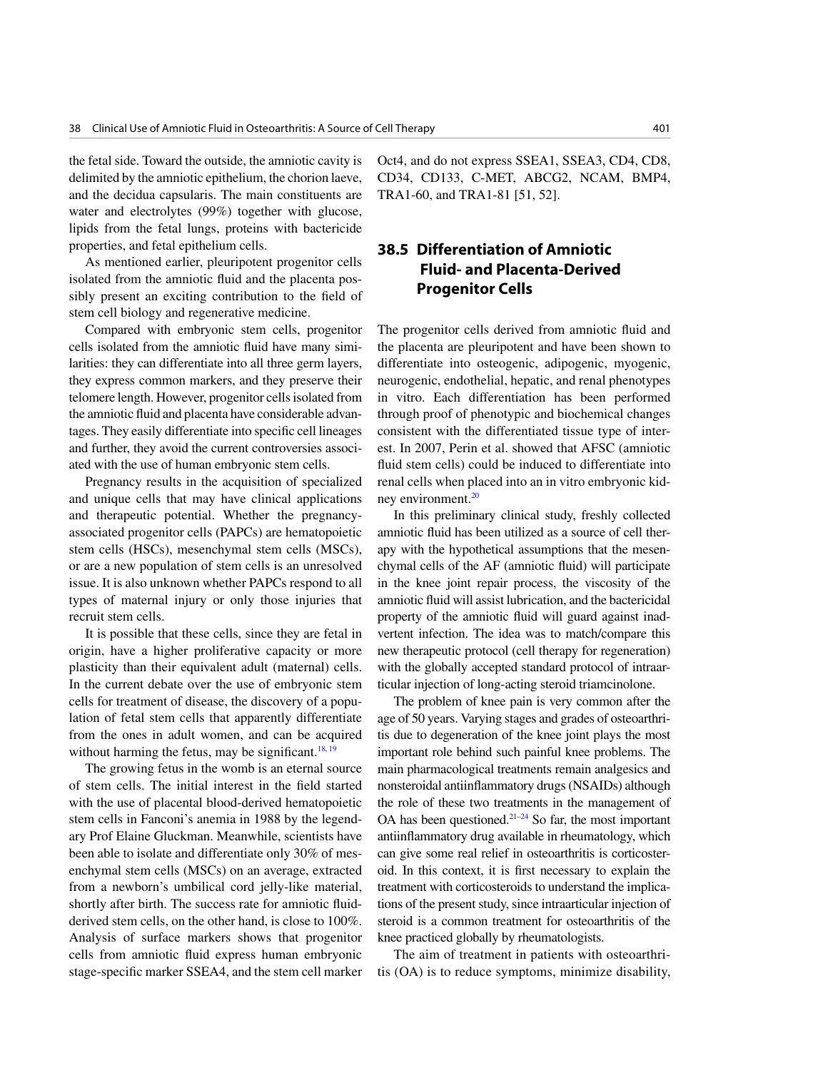the fetal side. Toward the outside, the amniotic cavity is delimited by the amniotic epithelium, the chorion laeve, and the decidua capsularis. The main constituents are water and electrolytes (99%) together with glucose, lipids from the fetal lungs, proteins with bactericide properties, and fetal epithelium cells.

As mentioned earlier, pleuripotent progenitor cells isolated from the amniotic fluid and the placenta possibly present an exciting contribution to the field of stem cell biology and regenerative medicine.

Compared with embryonic stem cells, progenitor cells isolated from the amniotic fluid have many similarities: they can differentiate into all three germ layers, they express common markers, and they preserve their telomere length. However, progenitor cells isolated from the amniotic fluid and placenta have considerable advantages. They easily differentiate into specific cell lineages and further, they avoid the current controversies associated with the use of human embryonic stem cells.

Pregnancy results in the acquisition of specialized and unique cells that may have clinical applications and therapeutic potential. Whether the pregnancy-associated progenitor cells (PAPCs) are hematopoietic stem cells (HSCs), mesenchymal stem cells (MSCs), or are a new population of stem cells is an unresolved issue. It is also unknown whether PAPCs respond to all types of maternal injury or only those injuries that recruit stem cells.

It is possible that these cells, since they are fetal in origin, have a higher proliferative capacity or more plasticity than their equivalent adult (maternal) cells. In the current debate over the use of embryonic stem cells for treatment of disease, the discovery of a population of fetal stem cells that apparently differentiate from the ones in adult women, and can be acquired without harming the fetus, may be significant.[18, 19]

The growing fetus in the womb is an eternal source of stem cells. The initial interest in the field started with the use of placental blood-derived hematopoietic stem cells in Fanconi's anemia in 1988 by the legendary Prof Elaine Gluckman. Meanwhile, scientists have been able to isolate and differentiate only 30% of mesenchymal stem cells (MSCs) on an average, extracted from a newborn's umbilical cord jelly-like material, shortly after birth. The success rate for amniotic fluid-derived stem cells, on the other hand, is close to 100%. Analysis of surface markers shows that progenitor cells from amniotic fluid express human embryonic stage-specific marker SSEA4, and the stem cell marker Oct4, and do not express SSEA1, SSEA3, CD4, CD8, CD34, CD133, C-MET, ABCG2, NCAM, BMP4, TRA1-60, and TRA1-81 [51, 52].

## 38.5 Differentiation of Amniotic Fluid- and Placenta-Derived Progenitor Cells

The progenitor cells derived from amniotic fluid and the placenta are pleuripotent and have been shown to differentiate into osteogenic, adipogenic, myogenic, neurogenic, endothelial, hepatic, and renal phenotypes in vitro. Each differentiation has been performed through proof of phenotypic and biochemical changes consistent with the differentiated tissue type of interest. In 2007, Perin et al. showed that AFSC (amniotic fluid stem cells) could be induced to differentiate into renal cells when placed into an in vitro embryonic kidney environment.[20]

In this preliminary clinical study, freshly collected amniotic fluid has been utilized as a source of cell therapy with the hypothetical assumptions that the mesenchymal cells of the AF (amniotic fluid) will participate in the knee joint repair process, the viscosity of the amniotic fluid will assist lubrication, and the bactericidal property of the amniotic fluid will guard against inadvertent infection. The idea was to match/compare this new therapeutic protocol (cell therapy for regeneration) with the globally accepted standard protocol of intraarticular injection of long-acting steroid triamcinolone.

The problem of knee pain is very common after the age of 50 years. Varying stages and grades of osteoarthritis due to degeneration of the knee joint plays the most important role behind such painful knee problems. The main pharmacological treatments remain analgesics and nonsteroidal antiinflammatory drugs (NSAIDs) although the role of these two treatments in the management of OA has been questioned.[21–24] So far, the most important antiinflammatory drug available in rheumatology, which can give some real relief in osteoarthritis is corticosteroid. In this context, it is first necessary to explain the treatment with corticosteroids to understand the implications of the present study, since intraarticular injection of steroid is a common treatment for osteoarthritis of the knee practiced globally by rheumatologists.

The aim of treatment in patients with osteoarthritis (OA) is to reduce symptoms, minimize disability,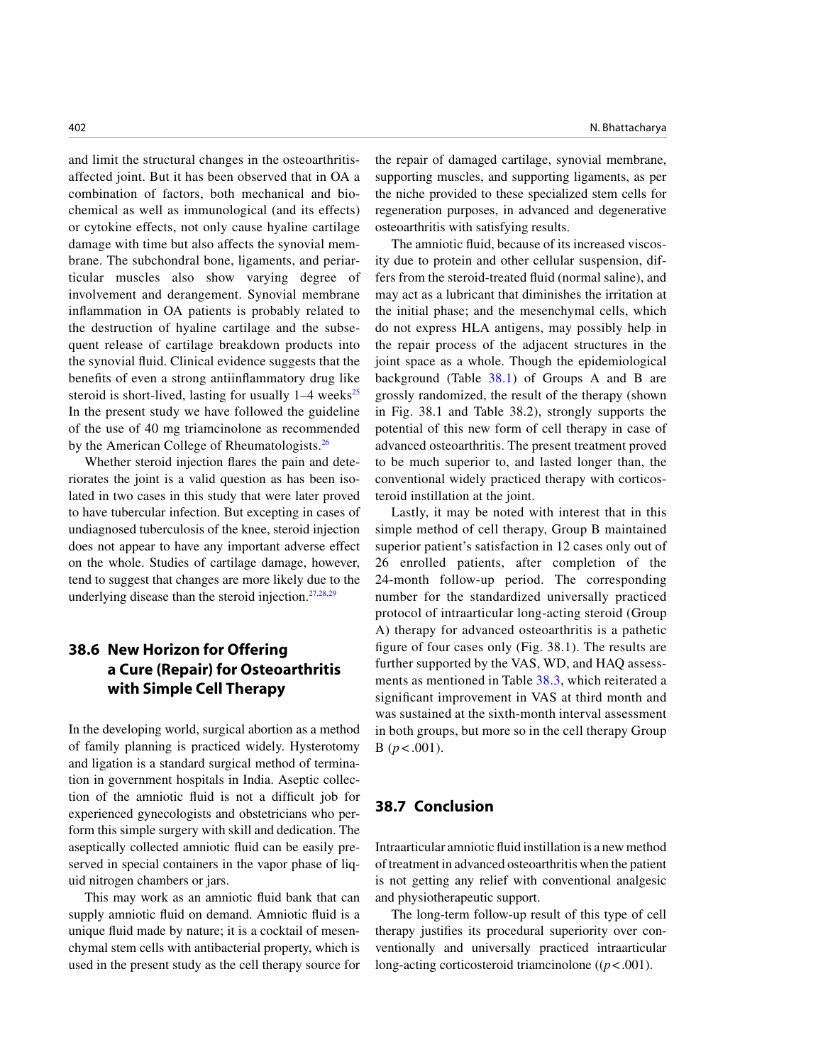and limit the structural changes in the osteoarthritis-affected joint. But it has been observed that in OA a combination of factors, both mechanical and biochemical as well as immunological (and its effects) or cytokine effects, not only cause hyaline cartilage damage with time but also affects the synovial membrane. The subchondral bone, ligaments, and periarticular muscles also show varying degree of involvement and derangement. Synovial membrane inflammation in OA patients is probably related to the destruction of hyaline cartilage and the subsequent release of cartilage breakdown products into the synovial fluid. Clinical evidence suggests that the benefits of even a strong antiinflammatory drug like steroid is short-lived, lasting for usually 1–4 weeks[25] In the present study we have followed the guideline of the use of 40 mg triamcinolone as recommended by the American College of Rheumatologists.[26]

Whether steroid injection flares the pain and deteriorates the joint is a valid question as has been isolated in two cases in this study that were later proved to have tubercular infection. But excepting in cases of undiagnosed tuberculosis of the knee, steroid injection does not appear to have any important adverse effect on the whole. Studies of cartilage damage, however, tend to suggest that changes are more likely due to the underlying disease than the steroid injection.[27,28,29]

## 38.6 New Horizon for Offering a Cure (Repair) for Osteoarthritis with Simple Cell Therapy

In the developing world, surgical abortion as a method of family planning is practiced widely. Hysterotomy and ligation is a standard surgical method of termination in government hospitals in India. Aseptic collection of the amniotic fluid is not a difficult job for experienced gynecologists and obstetricians who perform this simple surgery with skill and dedication. The aseptically collected amniotic fluid can be easily preserved in special containers in the vapor phase of liquid nitrogen chambers or jars.

This may work as an amniotic fluid bank that can supply amniotic fluid on demand. Amniotic fluid is a unique fluid made by nature; it is a cocktail of mesenchymal stem cells with antibacterial property, which is used in the present study as the cell therapy source for the repair of damaged cartilage, synovial membrane, supporting muscles, and supporting ligaments, as per the niche provided to these specialized stem cells for regeneration purposes, in advanced and degenerative osteoarthritis with satisfying results.

The amniotic fluid, because of its increased viscosity due to protein and other cellular suspension, differs from the steroid-treated fluid (normal saline), and may act as a lubricant that diminishes the irritation at the initial phase; and the mesenchymal cells, which do not express HLA antigens, may possibly help in the repair process of the adjacent structures in the joint space as a whole. Though the epidemiological background (Table 38.1) of Groups A and B are grossly randomized, the result of the therapy (shown in Fig. 38.1 and Table 38.2), strongly supports the potential of this new form of cell therapy in case of advanced osteoarthritis. The present treatment proved to be much superior to, and lasted longer than, the conventional widely practiced therapy with corticosteroid instillation at the joint.

Lastly, it may be noted with interest that in this simple method of cell therapy, Group B maintained superior patient's satisfaction in 12 cases only out of 26 enrolled patients, after completion of the 24-month follow-up period. The corresponding number for the standardized universally practiced protocol of intraarticular long-acting steroid (Group A) therapy for advanced osteoarthritis is a pathetic figure of four cases only (Fig. 38.1). The results are further supported by the VAS, WD, and HAQ assessments as mentioned in Table 38.3, which reiterated a significant improvement in VAS at third month and was sustained at the sixth-month interval assessment in both groups, but more so in the cell therapy Group B ($p < .001$).

## 38.7 Conclusion

Intraarticular amniotic fluid instillation is a new method of treatment in advanced osteoarthritis when the patient is not getting any relief with conventional analgesic and physiotherapeutic support.

The long-term follow-up result of this type of cell therapy justifies its procedural superiority over conventionally and universally practiced intraarticular long-acting corticosteroid triamcinolone (($p < .001$).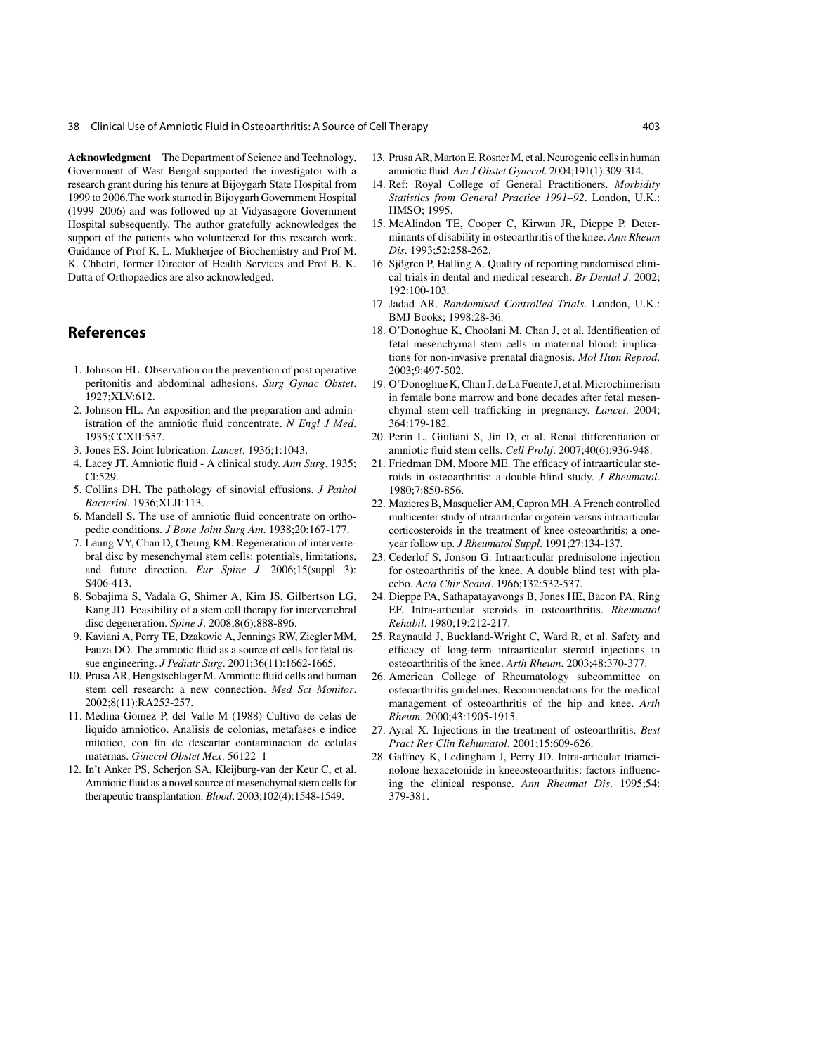**Acknowledgment** The Department of Science and Technology, Government of West Bengal supported the investigator with a research grant during his tenure at Bijoygarh State Hospital from 1999 to 2006.The work started in Bijoygarh Government Hospital (1999–2006) and was followed up at Vidyasagore Government Hospital subsequently. The author gratefully acknowledges the support of the patients who volunteered for this research work. Guidance of Prof K. L. Mukherjee of Biochemistry and Prof M. K. Chhetri, former Director of Health Services and Prof B. K. Dutta of Orthopaedics are also acknowledged.

## References

1. Johnson HL. Observation on the prevention of post operative peritonitis and abdominal adhesions. *Surg Gynac Obstet*. 1927;XLV:612.
2. Johnson HL. An exposition and the preparation and administration of the amniotic fluid concentrate. *N Engl J Med*. 1935;CCXII:557.
3. Jones ES. Joint lubrication. *Lancet*. 1936;1:1043.
4. Lacey JT. Amniotic fluid - A clinical study. *Ann Surg*. 1935; Cl:529.
5. Collins DH. The pathology of sinovial effusions. *J Pathol Bacteriol*. 1936;XLII:113.
6. Mandell S. The use of amniotic fluid concentrate on orthopedic conditions. *J Bone Joint Surg Am*. 1938;20:167-177.
7. Leung VY, Chan D, Cheung KM. Regeneration of intervertebral disc by mesenchymal stem cells: potentials, limitations, and future direction. *Eur Spine J*. 2006;15(suppl 3): S406-413.
8. Sobajima S, Vadala G, Shimer A, Kim JS, Gilbertson LG, Kang JD. Feasibility of a stem cell therapy for intervertebral disc degeneration. *Spine J*. 2008;8(6):888-896.
9. Kaviani A, Perry TE, Dzakovic A, Jennings RW, Ziegler MM, Fauza DO. The amniotic fluid as a source of cells for fetal tissue engineering. *J Pediatr Surg*. 2001;36(11):1662-1665.
10. Prusa AR, Hengstschlager M. Amniotic fluid cells and human stem cell research: a new connection. *Med Sci Monitor*. 2002;8(11):RA253-257.
11. Medina-Gomez P, del Valle M (1988) Cultivo de celas de liquido amniotico. Analisis de colonias, metafases e indice mitotico, con fin de descartar contaminacion de celulas maternas. *Ginecol Obstet Mex*. 56122–1
12. In't Anker PS, Scherjon SA, Kleijburg-van der Keur C, et al. Amniotic fluid as a novel source of mesenchymal stem cells for therapeutic transplantation. *Blood*. 2003;102(4):1548-1549.
13. Prusa AR, Marton E, Rosner M, et al. Neurogenic cells in human amniotic fluid. *Am J Obstet Gynecol*. 2004;191(1):309-314.
14. Ref: Royal College of General Practitioners. *Morbidity Statistics from General Practice 1991–92*. London, U.K.: HMSO; 1995.
15. McAlindon TE, Cooper C, Kirwan JR, Dieppe P. Determinants of disability in osteoarthritis of the knee. *Ann Rheum Dis*. 1993;52:258-262.
16. Sjögren P, Halling A. Quality of reporting randomised clinical trials in dental and medical research. *Br Dental J*. 2002; 192:100-103.
17. Jadad AR. *Randomised Controlled Trials*. London, U.K.: BMJ Books; 1998:28-36.
18. O'Donoghue K, Choolani M, Chan J, et al. Identification of fetal mesenchymal stem cells in maternal blood: implications for non-invasive prenatal diagnosis. *Mol Hum Reprod*. 2003;9:497-502.
19. O'Donoghue K, Chan J, de La Fuente J, et al. Microchimerism in female bone marrow and bone decades after fetal mesenchymal stem-cell trafficking in pregnancy. *Lancet*. 2004; 364:179-182.
20. Perin L, Giuliani S, Jin D, et al. Renal differentiation of amniotic fluid stem cells. *Cell Prolif*. 2007;40(6):936-948.
21. Friedman DM, Moore ME. The efficacy of intraarticular steroids in osteoarthritis: a double-blind study. *J Rheumatol*. 1980;7:850-856.
22. Mazieres B, Masquelier AM, Capron MH. A French controlled multicenter study of ntraarticular orgotein versus intraarticular corticosteroids in the treatment of knee osteoarthritis: a one-year follow up. *J Rheumatol Suppl*. 1991;27:134-137.
23. Cederlof S, Jonson G. Intraarticular prednisolone injection for osteoarthritis of the knee. A double blind test with placebo. *Acta Chir Scand*. 1966;132:532-537.
24. Dieppe PA, Sathapatayavongs B, Jones HE, Bacon PA, Ring EF. Intra-articular steroids in osteoarthritis. *Rheumatol Rehabil*. 1980;19:212-217.
25. Raynauld J, Buckland-Wright C, Ward R, et al. Safety and efficacy of long-term intraarticular steroid injections in osteoarthritis of the knee. *Arth Rheum*. 2003;48:370-377.
26. American College of Rheumatology subcommittee on osteoarthritis guidelines. Recommendations for the medical management of osteoarthritis of the hip and knee. *Arth Rheum*. 2000;43:1905-1915.
27. Ayral X. Injections in the treatment of osteoarthritis. *Best Pract Res Clin Rehumatol*. 2001;15:609-626.
28. Gaffney K, Ledingham J, Perry JD. Intra-articular triamcinolone hexacetonide in kneeosteoarthritis: factors influencing the clinical response. *Ann Rheumat Dis*. 1995;54: 379-381.